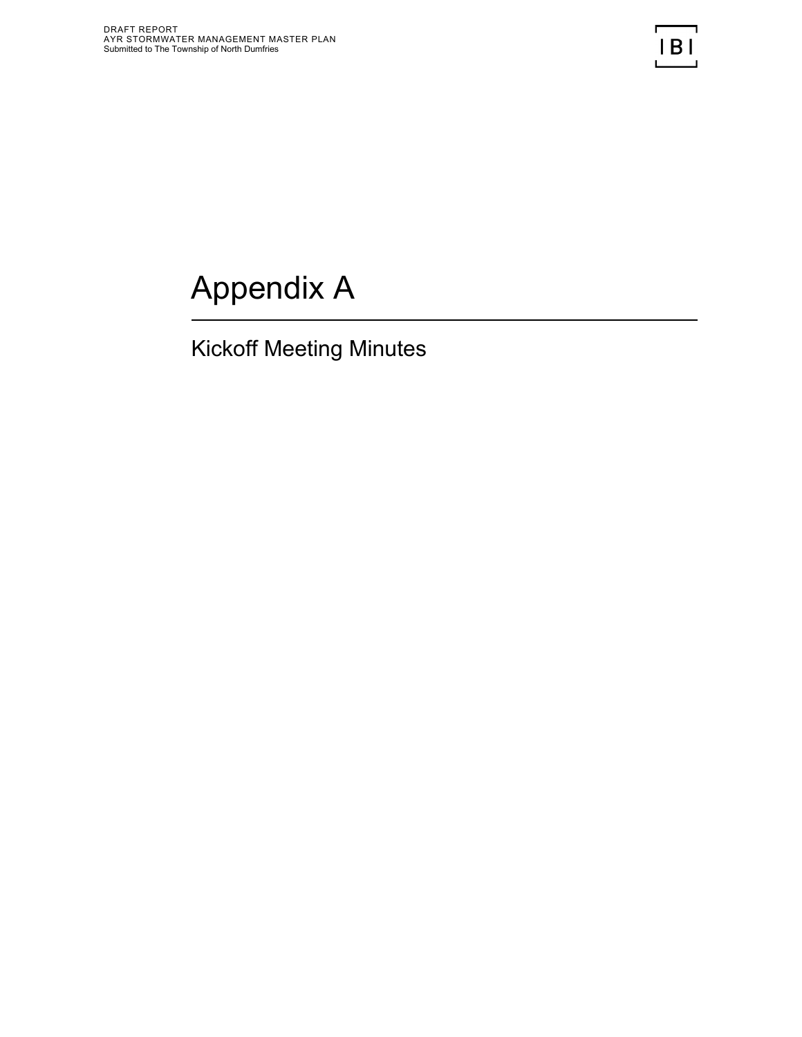# Appendix A

## Kickoff Meeting Minutes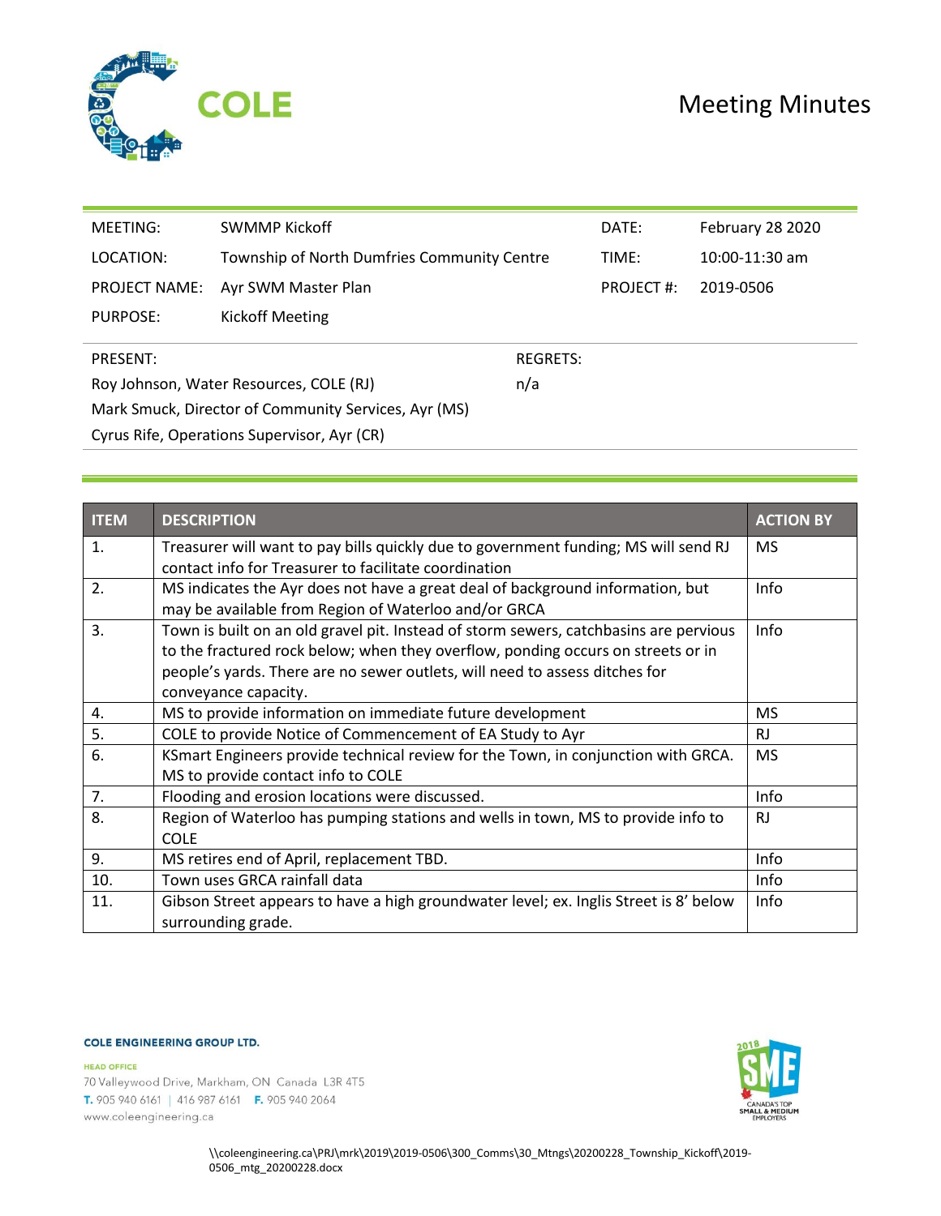# Meeting Minutes

| | | | |
|---|---|---|---|
| MEETING: | SWMMP Kickoff | DATE: | February 28 2020 |
| LOCATION: | Township of North Dumfries Community Centre | TIME: | 10:00-11:30 am |
| PROJECT NAME: | Ayr SWM Master Plan | PROJECT #: | 2019-0506 |
| PURPOSE: | Kickoff Meeting | | |

| PRESENT: | REGRETS: |
|---|---|
| Roy Johnson, Water Resources, COLE (RJ) | n/a |
| Mark Smuck, Director of Community Services, Ayr (MS) | |
| Cyrus Rife, Operations Supervisor, Ayr (CR) | |

| ITEM | DESCRIPTION | ACTION BY |
|---|---|---|
| 1. | Treasurer will want to pay bills quickly due to government funding; MS will send RJ contact info for Treasurer to facilitate coordination | MS |
| 2. | MS indicates the Ayr does not have a great deal of background information, but may be available from Region of Waterloo and/or GRCA | Info |
| 3. | Town is built on an old gravel pit. Instead of storm sewers, catchbasins are pervious to the fractured rock below; when they overflow, ponding occurs on streets or in people's yards. There are no sewer outlets, will need to assess ditches for conveyance capacity. | Info |
| 4. | MS to provide information on immediate future development | MS |
| 5. | COLE to provide Notice of Commencement of EA Study to Ayr | RJ |
| 6. | KSmart Engineers provide technical review for the Town, in conjunction with GRCA. MS to provide contact info to COLE | MS |
| 7. | Flooding and erosion locations were discussed. | Info |
| 8. | Region of Waterloo has pumping stations and wells in town, MS to provide info to COLE | RJ |
| 9. | MS retires end of April, replacement TBD. | Info |
| 10. | Town uses GRCA rainfall data | Info |
| 11. | Gibson Street appears to have a high groundwater level; ex. Inglis Street is 8' below surrounding grade. | Info |

COLE ENGINEERING GROUP LTD.

HEAD OFFICE
70 Valleywood Drive, Markham, ON Canada L3R 4T5
T. 905 940 6161 | 416 987 6161 F. 905 940 2064
www.coleengineering.ca

\\coleengineering.ca\PRJ\mrk\2019\2019-0506\300_Comms\30_Mtngs\20200228_Township_Kickoff\2019-0506_mtg_20200228.docx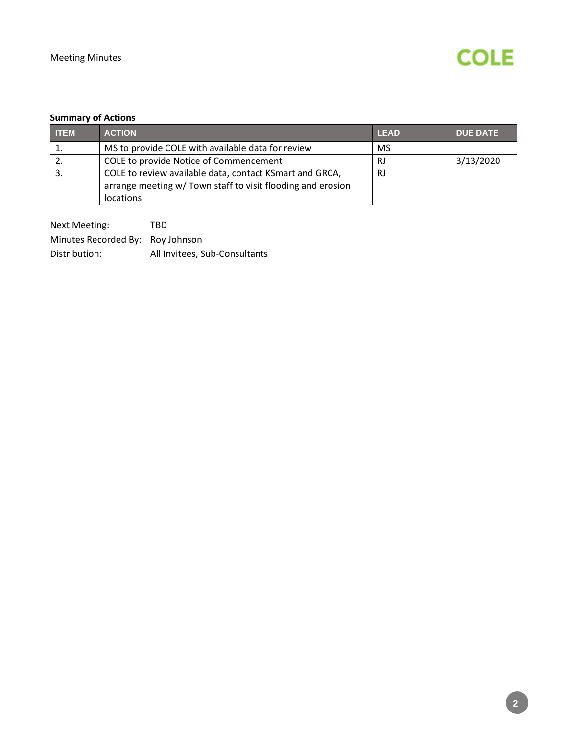**Summary of Actions**

| ITEM | ACTION | LEAD | DUE DATE |
|---|---|---|---|
| 1. | MS to provide COLE with available data for review | MS | |
| 2. | COLE to provide Notice of Commencement | RJ | 3/13/2020 |
| 3. | COLE to review available data, contact KSmart and GRCA, arrange meeting w/ Town staff to visit flooding and erosion locations | RJ | |

Next Meeting: TBD

Minutes Recorded By: Roy Johnson

Distribution: All Invitees, Sub-Consultants